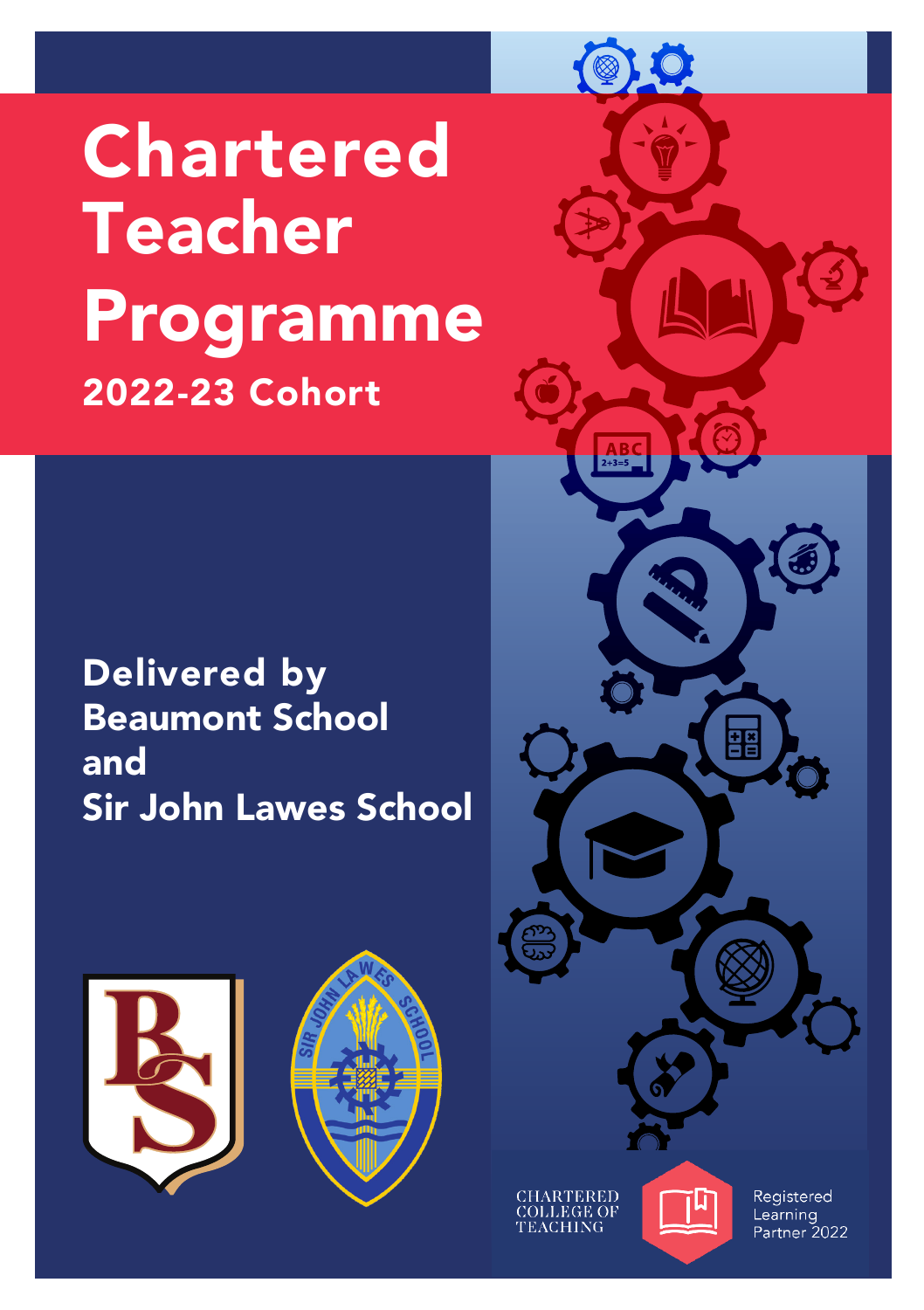# Chartered Teacher Programme

## 2022-23 Cohort

## Delivered by Beaumont School and Sir John Lawes School

CHARTERED COLLEGE OF TEACHING

Registered Learning Partner 2022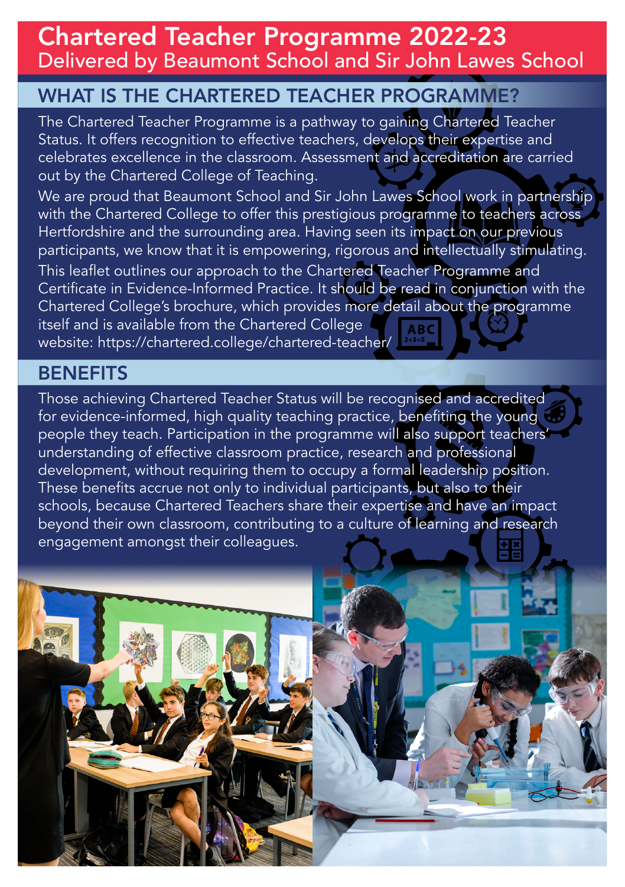# Chartered Teacher Programme 2022-23
Delivered by Beaumont School and Sir John Lawes School

## WHAT IS THE CHARTERED TEACHER PROGRAMME?

The Chartered Teacher Programme is a pathway to gaining Chartered Teacher Status. It offers recognition to effective teachers, develops their expertise and celebrates excellence in the classroom. Assessment and accreditation are carried out by the Chartered College of Teaching.

We are proud that Beaumont School and Sir John Lawes School work in partnership with the Chartered College to offer this prestigious programme to teachers across Hertfordshire and the surrounding area. Having seen its impact on our previous participants, we know that it is empowering, rigorous and intellectually stimulating.

This leaflet outlines our approach to the Chartered Teacher Programme and Certificate in Evidence-Informed Practice. It should be read in conjunction with the Chartered College's brochure, which provides more detail about the programme itself and is available from the Chartered College website: https://chartered.college/chartered-teacher/

## BENEFITS

Those achieving Chartered Teacher Status will be recognised and accredited for evidence-informed, high quality teaching practice, benefiting the young people they teach. Participation in the programme will also support teachers' understanding of effective classroom practice, research and professional development, without requiring them to occupy a formal leadership position. These benefits accrue not only to individual participants, but also to their schools, because Chartered Teachers share their expertise and have an impact beyond their own classroom, contributing to a culture of learning and research engagement amongst their colleagues.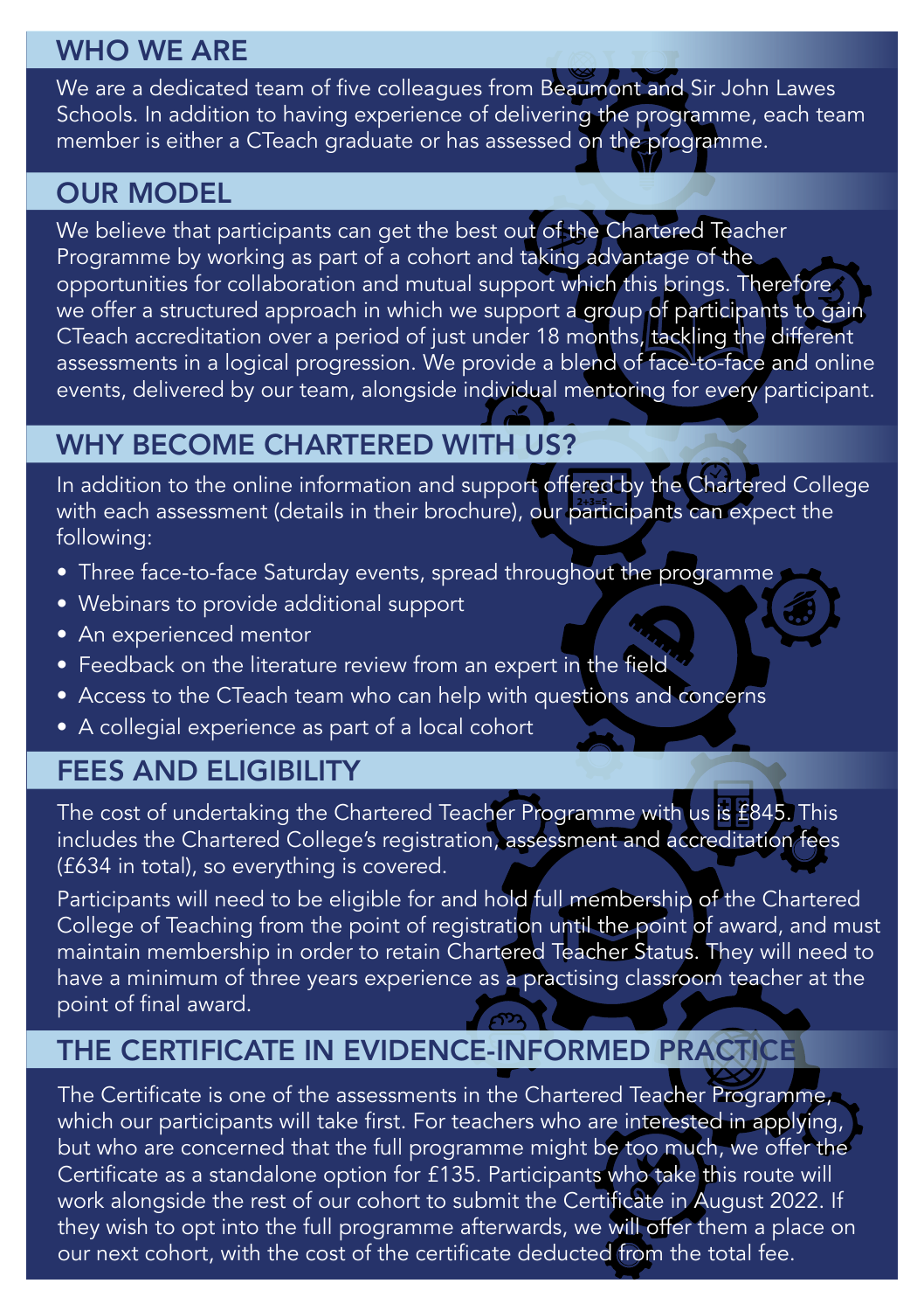## WHO WE ARE

We are a dedicated team of five colleagues from Beaumont and Sir John Lawes Schools. In addition to having experience of delivering the programme, each team member is either a CTeach graduate or has assessed on the programme.

## OUR MODEL

We believe that participants can get the best out of the Chartered Teacher Programme by working as part of a cohort and taking advantage of the opportunities for collaboration and mutual support which this brings. Therefore we offer a structured approach in which we support a group of participants to gain CTeach accreditation over a period of just under 18 months, tackling the different assessments in a logical progression. We provide a blend of face-to-face and online events, delivered by our team, alongside individual mentoring for every participant.

## WHY BECOME CHARTERED WITH US?

In addition to the online information and support offered by the Chartered College with each assessment (details in their brochure), our participants can expect the following:

- Three face-to-face Saturday events, spread throughout the programme
- Webinars to provide additional support
- An experienced mentor
- Feedback on the literature review from an expert in the field
- Access to the CTeach team who can help with questions and concerns
- A collegial experience as part of a local cohort

## FEES AND ELIGIBILITY

The cost of undertaking the Chartered Teacher Programme with us is £845. This includes the Chartered College's registration, assessment and accreditation fees (£634 in total), so everything is covered.

Participants will need to be eligible for and hold full membership of the Chartered College of Teaching from the point of registration until the point of award, and must maintain membership in order to retain Chartered Teacher Status. They will need to have a minimum of three years experience as a practising classroom teacher at the point of final award.

## THE CERTIFICATE IN EVIDENCE-INFORMED PRACTICE

The Certificate is one of the assessments in the Chartered Teacher Programme, which our participants will take first. For teachers who are interested in applying, but who are concerned that the full programme might be too much, we offer the Certificate as a standalone option for £135. Participants who take this route will work alongside the rest of our cohort to submit the Certificate in August 2022. If they wish to opt into the full programme afterwards, we will offer them a place on our next cohort, with the cost of the certificate deducted from the total fee.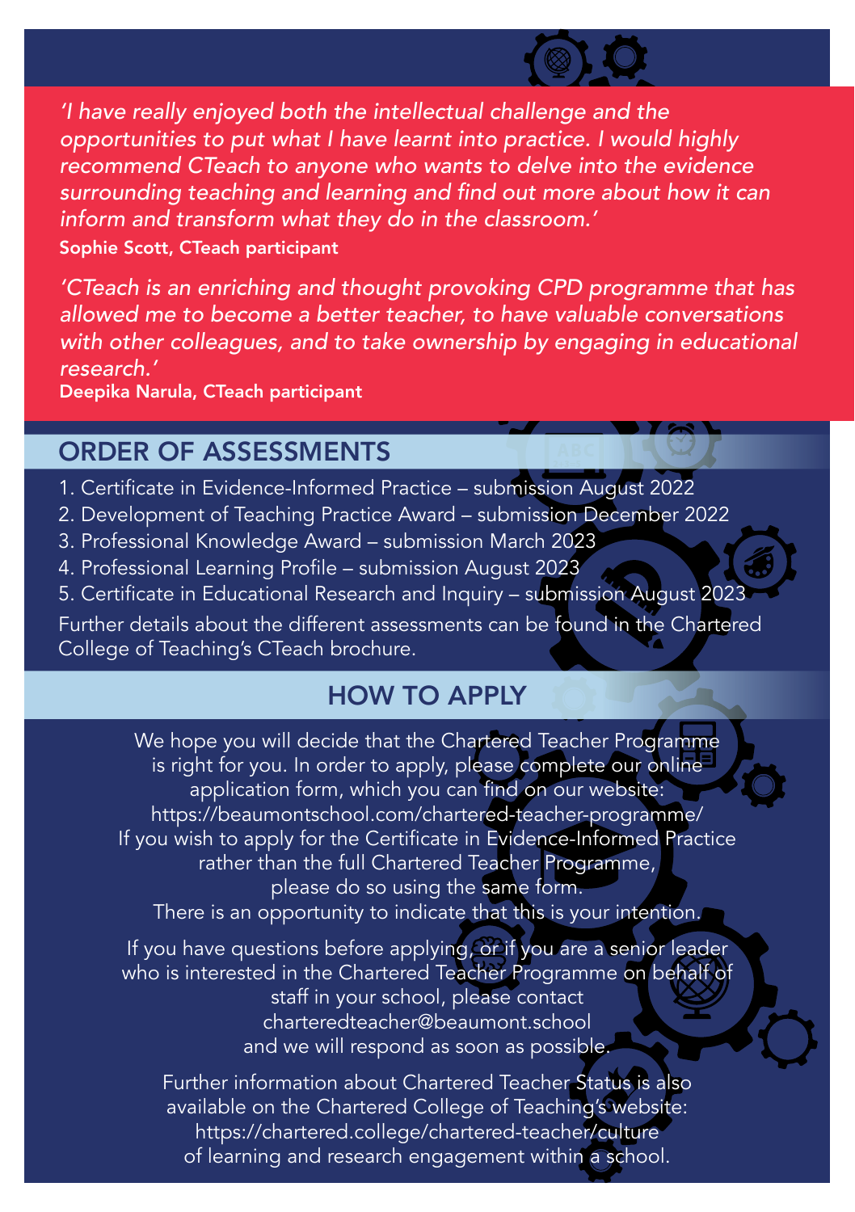*'I have really enjoyed both the intellectual challenge and the opportunities to put what I have learnt into practice. I would highly recommend CTeach to anyone who wants to delve into the evidence surrounding teaching and learning and find out more about how it can inform and transform what they do in the classroom.'*

**Sophie Scott, CTeach participant**

*'CTeach is an enriching and thought provoking CPD programme that has allowed me to become a better teacher, to have valuable conversations with other colleagues, and to take ownership by engaging in educational research.'*

**Deepika Narula, CTeach participant**

## ORDER OF ASSESSMENTS

1. Certificate in Evidence-Informed Practice – submission August 2022
2. Development of Teaching Practice Award – submission December 2022
3. Professional Knowledge Award – submission March 2023
4. Professional Learning Profile – submission August 2023
5. Certificate in Educational Research and Inquiry – submission August 2023

Further details about the different assessments can be found in the Chartered College of Teaching's CTeach brochure.

## HOW TO APPLY

We hope you will decide that the Chartered Teacher Programme is right for you. In order to apply, please complete our online application form, which you can find on our website: https://beaumontschool.com/chartered-teacher-programme/ If you wish to apply for the Certificate in Evidence-Informed Practice rather than the full Chartered Teacher Programme, please do so using the same form. There is an opportunity to indicate that this is your intention.

If you have questions before applying, or if you are a senior leader who is interested in the Chartered Teacher Programme on behalf of staff in your school, please contact charteredteacher@beaumont.school and we will respond as soon as possible.

Further information about Chartered Teacher Status is also available on the Chartered College of Teaching's website: https://chartered.college/chartered-teacher/culture of learning and research engagement within a school.